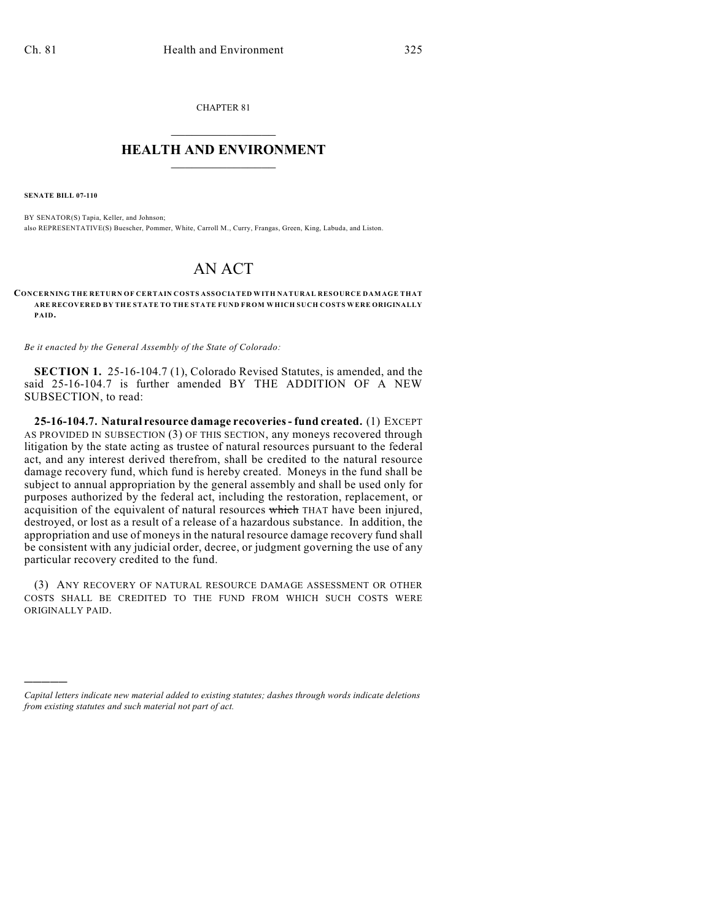CHAPTER 81

# HEALTH AND ENVIRONMENT

**SENATE BILL 07-110**

BY SENATOR(S) Tapia, Keller, and Johnson;
also REPRESENTATIVE(S) Buescher, Pommer, White, Carroll M., Curry, Frangas, Green, King, Labuda, and Liston.

# AN ACT

**CONCERNING THE RETURN OF CERTAIN COSTS ASSOCIATED WITH NATURAL RESOURCE DAMAGE THAT ARE RECOVERED BY THE STATE TO THE STATE FUND FROM WHICH SUCH COSTS WERE ORIGINALLY PAID.**

*Be it enacted by the General Assembly of the State of Colorado:*

**SECTION 1.** 25-16-104.7 (1), Colorado Revised Statutes, is amended, and the said 25-16-104.7 is further amended BY THE ADDITION OF A NEW SUBSECTION, to read:

**25-16-104.7. Natural resource damage recoveries - fund created.** (1) EXCEPT AS PROVIDED IN SUBSECTION (3) OF THIS SECTION, any moneys recovered through litigation by the state acting as trustee of natural resources pursuant to the federal act, and any interest derived therefrom, shall be credited to the natural resource damage recovery fund, which fund is hereby created. Moneys in the fund shall be subject to annual appropriation by the general assembly and shall be used only for purposes authorized by the federal act, including the restoration, replacement, or acquisition of the equivalent of natural resources ~~which~~ THAT have been injured, destroyed, or lost as a result of a release of a hazardous substance. In addition, the appropriation and use of moneys in the natural resource damage recovery fund shall be consistent with any judicial order, decree, or judgment governing the use of any particular recovery credited to the fund.

(3) ANY RECOVERY OF NATURAL RESOURCE DAMAGE ASSESSMENT OR OTHER COSTS SHALL BE CREDITED TO THE FUND FROM WHICH SUCH COSTS WERE ORIGINALLY PAID.

---

*Capital letters indicate new material added to existing statutes; dashes through words indicate deletions from existing statutes and such material not part of act.*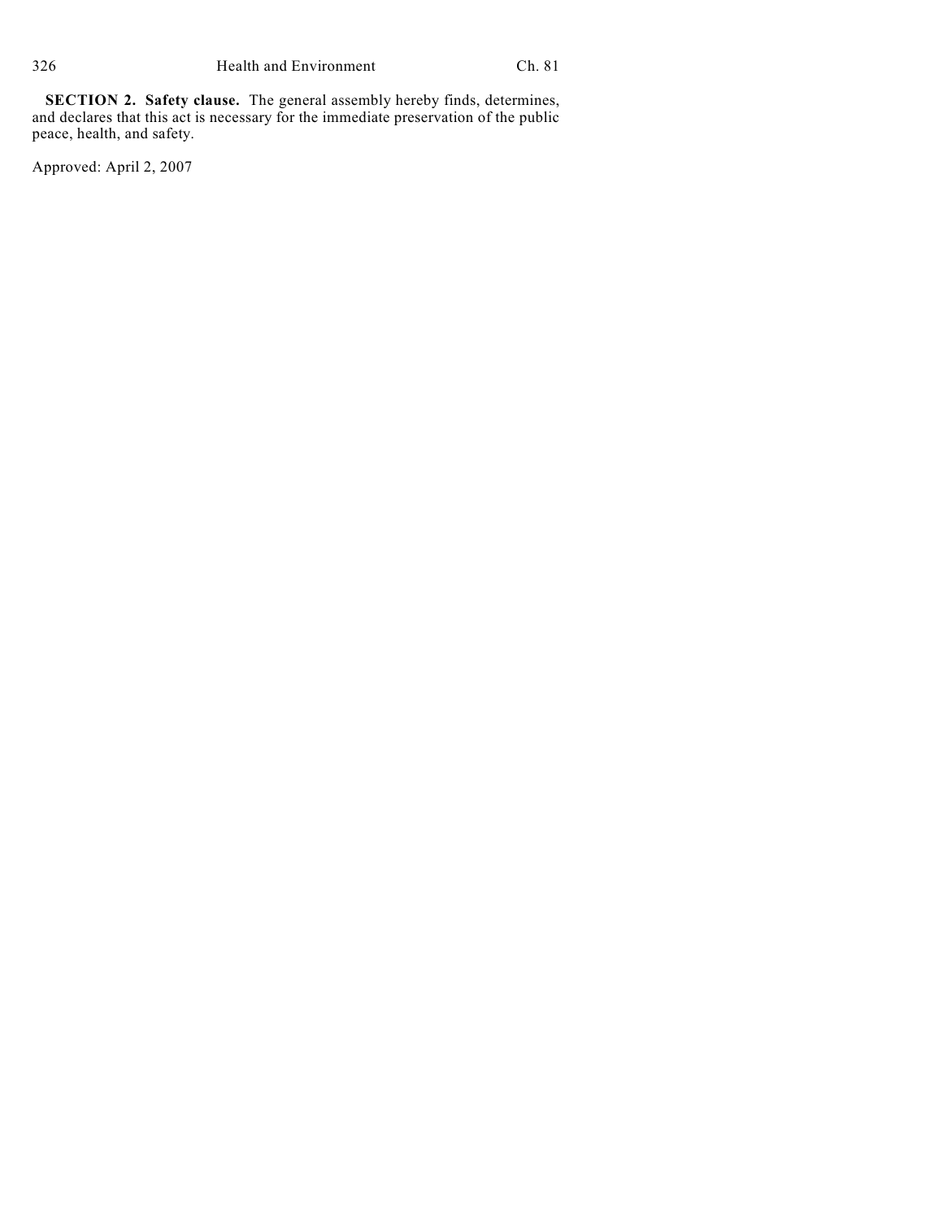**SECTION 2. Safety clause.** The general assembly hereby finds, determines, and declares that this act is necessary for the immediate preservation of the public peace, health, and safety.

Approved: April 2, 2007